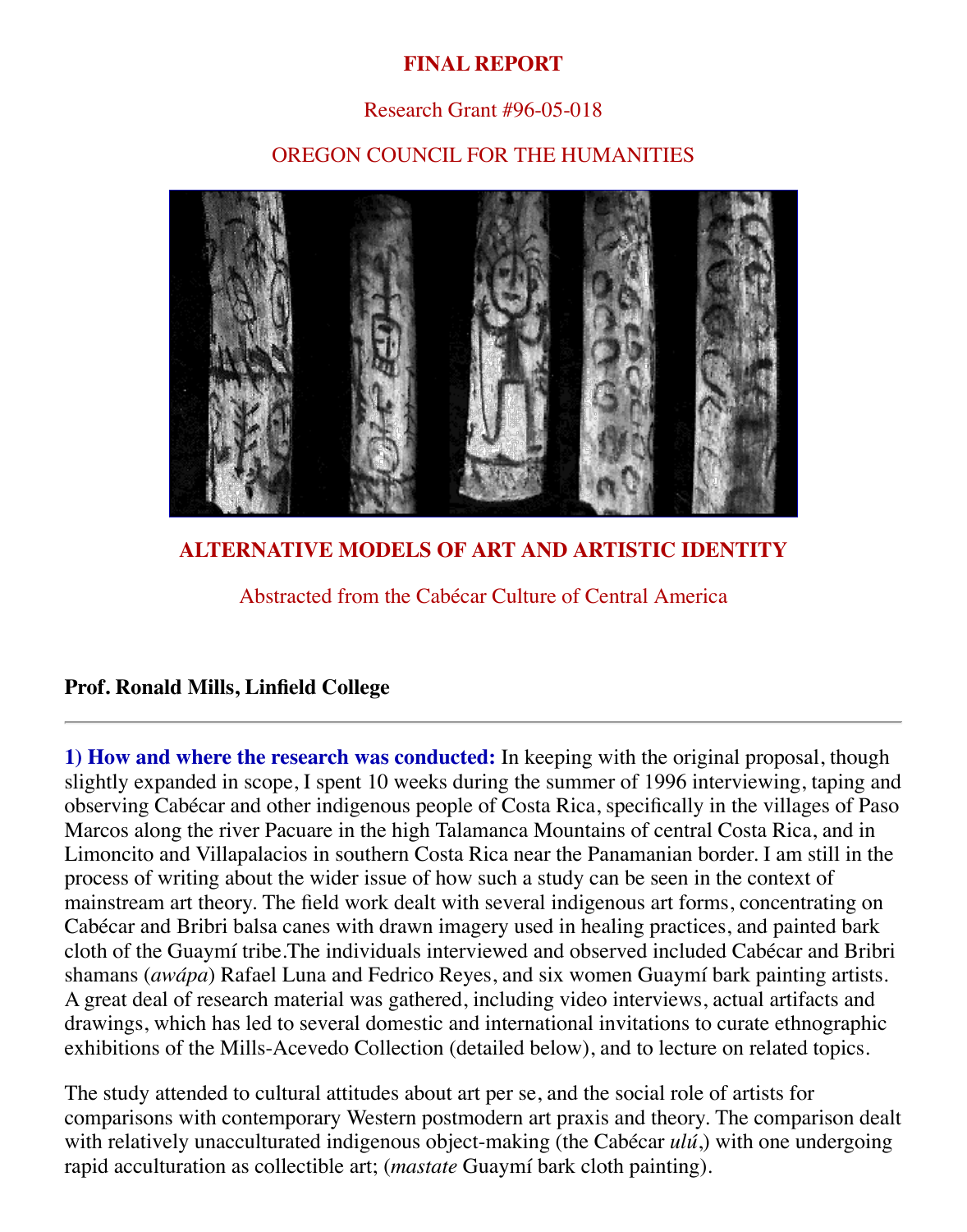# FINAL REPORT

Research Grant #96-05-018

OREGON COUNCIL FOR THE HUMANITIES

## ALTERNATIVE MODELS OF ART AND ARTISTIC IDENTITY

Abstracted from the Cabécar Culture of Central America

**Prof. Ronald Mills, Linfield College**

---

**1) How and where the research was conducted:** In keeping with the original proposal, though slightly expanded in scope, I spent 10 weeks during the summer of 1996 interviewing, taping and observing Cabécar and other indigenous people of Costa Rica, specifically in the villages of Paso Marcos along the river Pacuare in the high Talamanca Mountains of central Costa Rica, and in Limoncito and Villapalacios in southern Costa Rica near the Panamanian border. I am still in the process of writing about the wider issue of how such a study can be seen in the context of mainstream art theory. The field work dealt with several indigenous art forms, concentrating on Cabécar and Bribri balsa canes with drawn imagery used in healing practices, and painted bark cloth of the Guaymí tribe.The individuals interviewed and observed included Cabécar and Bribri shamans (*awápa*) Rafael Luna and Fedrico Reyes, and six women Guaymí bark painting artists. A great deal of research material was gathered, including video interviews, actual artifacts and drawings, which has led to several domestic and international invitations to curate ethnographic exhibitions of the Mills-Acevedo Collection (detailed below), and to lecture on related topics.

The study attended to cultural attitudes about art per se, and the social role of artists for comparisons with contemporary Western postmodern art praxis and theory. The comparison dealt with relatively unacculturated indigenous object-making (the Cabécar *ulú*,) with one undergoing rapid acculturation as collectible art; (*mastate* Guaymí bark cloth painting).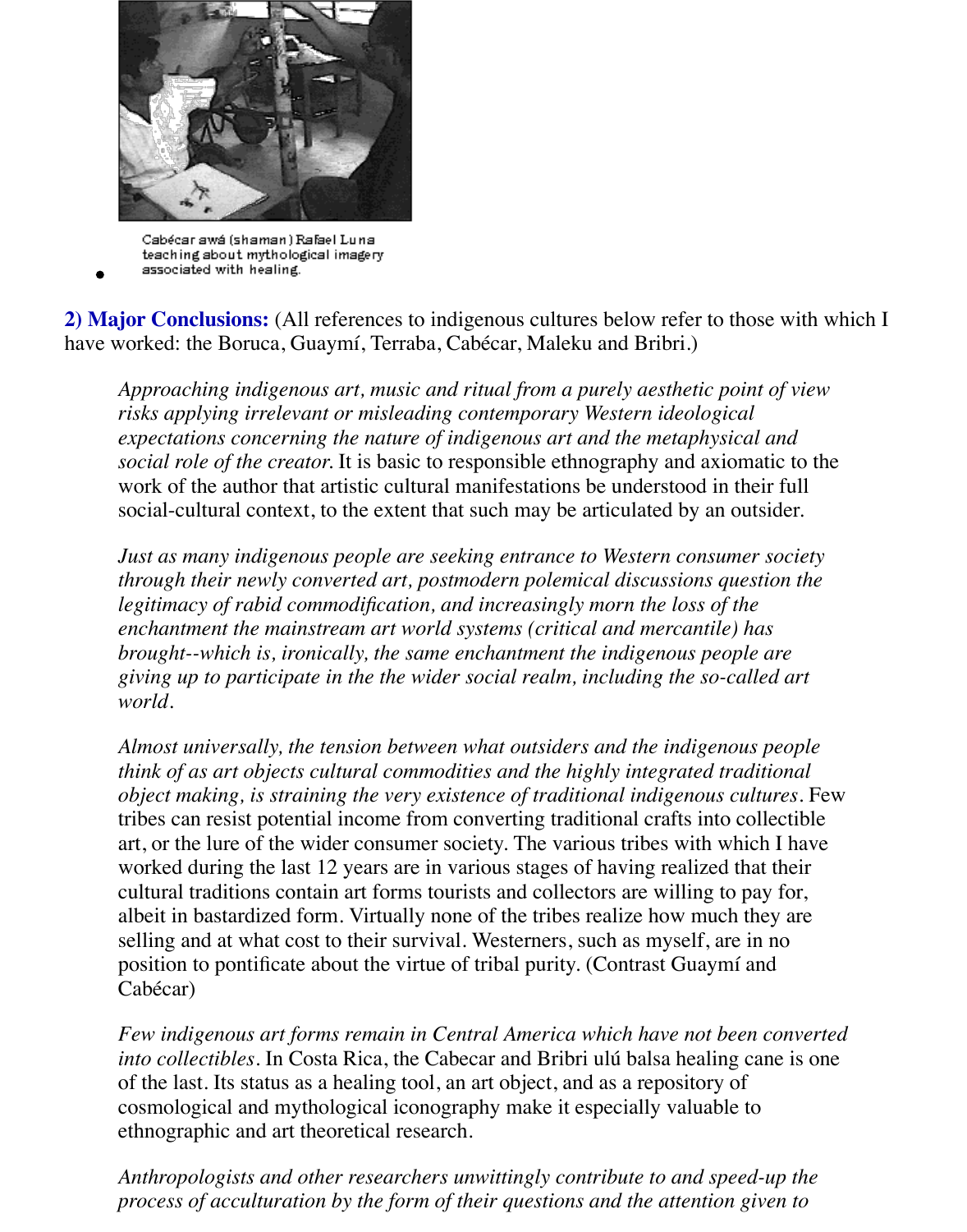- Cabécar awá (shaman) Rafael Luna teaching about mythological imagery associated with healing.

**2) Major Conclusions:** (All references to indigenous cultures below refer to those with which I have worked: the Boruca, Guaymí, Terraba, Cabécar, Maleku and Bribri.)

> *Approaching indigenous art, music and ritual from a purely aesthetic point of view risks applying irrelevant or misleading contemporary Western ideological expectations concerning the nature of indigenous art and the metaphysical and social role of the creator.* It is basic to responsible ethnography and axiomatic to the work of the author that artistic cultural manifestations be understood in their full social-cultural context, to the extent that such may be articulated by an outsider.
>
> *Just as many indigenous people are seeking entrance to Western consumer society through their newly converted art, postmodern polemical discussions question the legitimacy of rabid commodification, and increasingly morn the loss of the enchantment the mainstream art world systems (critical and mercantile) has brought--which is, ironically, the same enchantment the indigenous people are giving up to participate in the the wider social realm, including the so-called art world.*
>
> *Almost universally, the tension between what outsiders and the indigenous people think of as art objects cultural commodities and the highly integrated traditional object making, is straining the very existence of traditional indigenous cultures.* Few tribes can resist potential income from converting traditional crafts into collectible art, or the lure of the wider consumer society. The various tribes with which I have worked during the last 12 years are in various stages of having realized that their cultural traditions contain art forms tourists and collectors are willing to pay for, albeit in bastardized form. Virtually none of the tribes realize how much they are selling and at what cost to their survival. Westerners, such as myself, are in no position to pontificate about the virtue of tribal purity. (Contrast Guaymí and Cabécar)
>
> *Few indigenous art forms remain in Central America which have not been converted into collectibles.* In Costa Rica, the Cabecar and Bribri ulú balsa healing cane is one of the last. Its status as a healing tool, an art object, and as a repository of cosmological and mythological iconography make it especially valuable to ethnographic and art theoretical research.
>
> *Anthropologists and other researchers unwittingly contribute to and speed-up the process of acculturation by the form of their questions and the attention given to*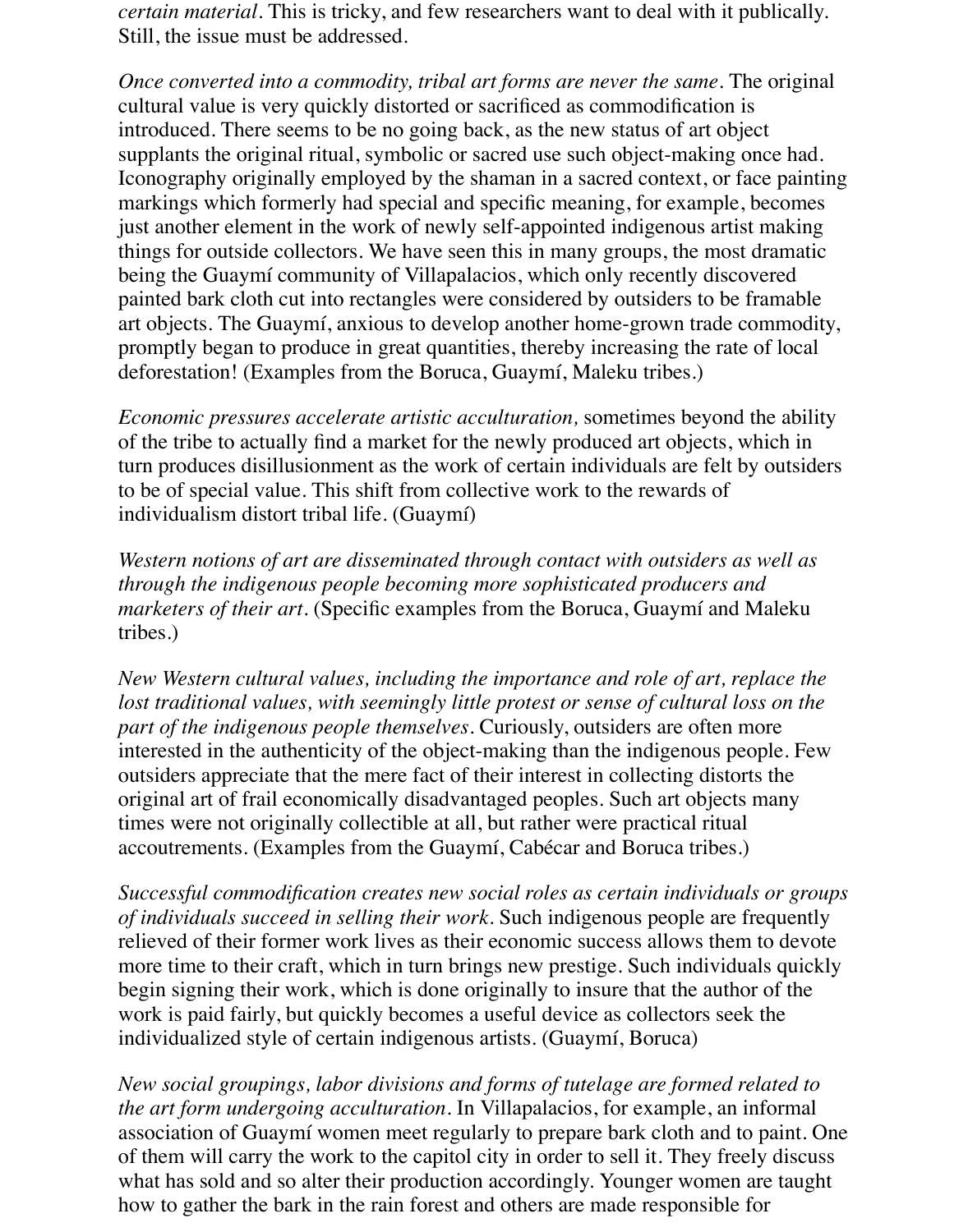*certain material*. This is tricky, and few researchers want to deal with it publically. Still, the issue must be addressed.

*Once converted into a commodity, tribal art forms are never the same*. The original cultural value is very quickly distorted or sacrificed as commodification is introduced. There seems to be no going back, as the new status of art object supplants the original ritual, symbolic or sacred use such object-making once had. Iconography originally employed by the shaman in a sacred context, or face painting markings which formerly had special and specific meaning, for example, becomes just another element in the work of newly self-appointed indigenous artist making things for outside collectors. We have seen this in many groups, the most dramatic being the Guaymí community of Villapalacios, which only recently discovered painted bark cloth cut into rectangles were considered by outsiders to be framable art objects. The Guaymí, anxious to develop another home-grown trade commodity, promptly began to produce in great quantities, thereby increasing the rate of local deforestation! (Examples from the Boruca, Guaymí, Maleku tribes.)

*Economic pressures accelerate artistic acculturation,* sometimes beyond the ability of the tribe to actually find a market for the newly produced art objects, which in turn produces disillusionment as the work of certain individuals are felt by outsiders to be of special value. This shift from collective work to the rewards of individualism distort tribal life. (Guaymí)

*Western notions of art are disseminated through contact with outsiders as well as through the indigenous people becoming more sophisticated producers and marketers of their art*. (Specific examples from the Boruca, Guaymí and Maleku tribes.)

*New Western cultural values, including the importance and role of art, replace the lost traditional values, with seemingly little protest or sense of cultural loss on the part of the indigenous people themselves*. Curiously, outsiders are often more interested in the authenticity of the object-making than the indigenous people. Few outsiders appreciate that the mere fact of their interest in collecting distorts the original art of frail economically disadvantaged peoples. Such art objects many times were not originally collectible at all, but rather were practical ritual accoutrements. (Examples from the Guaymí, Cabécar and Boruca tribes.)

*Successful commodification creates new social roles as certain individuals or groups of individuals succeed in selling their work*. Such indigenous people are frequently relieved of their former work lives as their economic success allows them to devote more time to their craft, which in turn brings new prestige. Such individuals quickly begin signing their work, which is done originally to insure that the author of the work is paid fairly, but quickly becomes a useful device as collectors seek the individualized style of certain indigenous artists. (Guaymí, Boruca)

*New social groupings, labor divisions and forms of tutelage are formed related to the art form undergoing acculturation*. In Villapalacios, for example, an informal association of Guaymí women meet regularly to prepare bark cloth and to paint. One of them will carry the work to the capitol city in order to sell it. They freely discuss what has sold and so alter their production accordingly. Younger women are taught how to gather the bark in the rain forest and others are made responsible for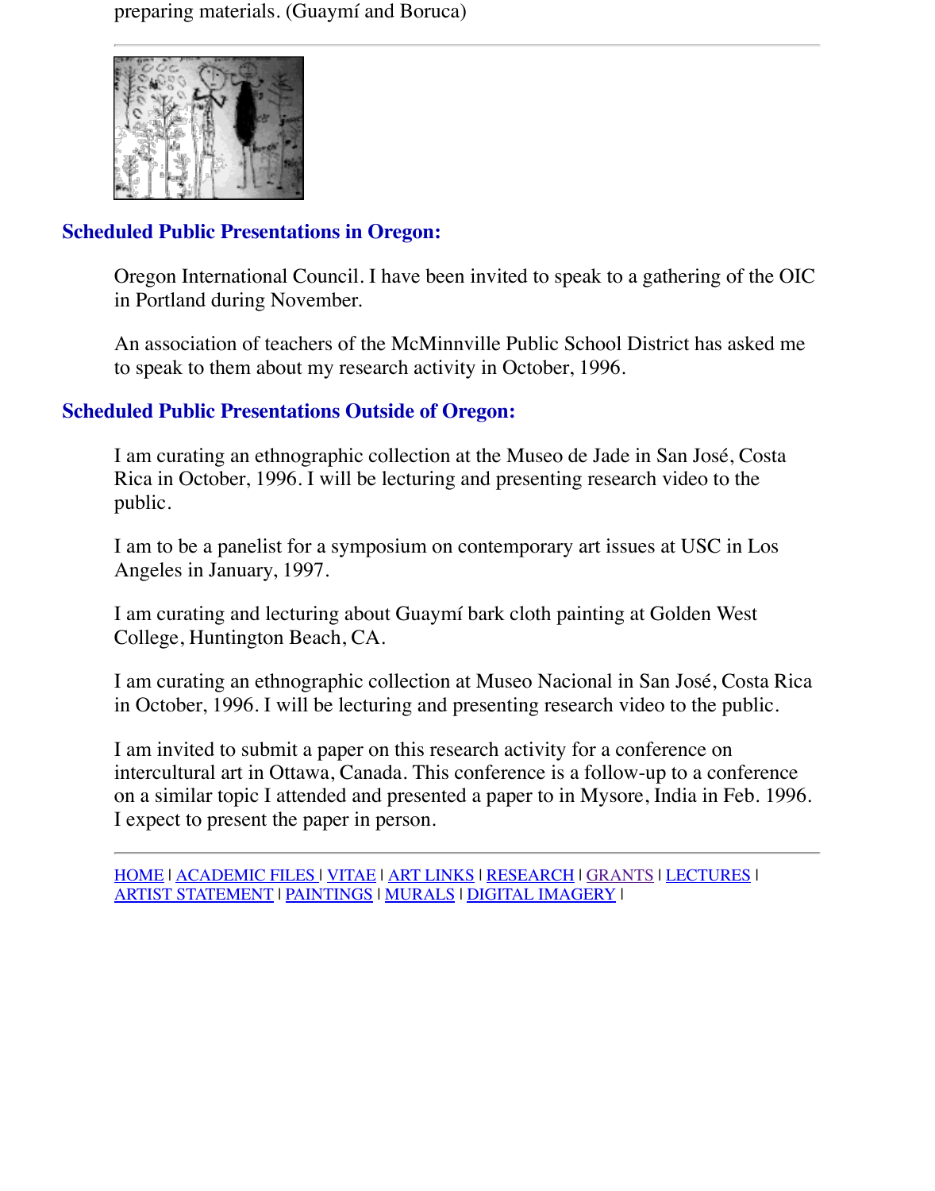preparing materials. (Guaymí and Boruca)

---

## Scheduled Public Presentations in Oregon:

Oregon International Council. I have been invited to speak to a gathering of the OIC in Portland during November.

An association of teachers of the McMinnville Public School District has asked me to speak to them about my research activity in October, 1996.

## Scheduled Public Presentations Outside of Oregon:

I am curating an ethnographic collection at the Museo de Jade in San José, Costa Rica in October, 1996. I will be lecturing and presenting research video to the public.

I am to be a panelist for a symposium on contemporary art issues at USC in Los Angeles in January, 1997.

I am curating and lecturing about Guaymí bark cloth painting at Golden West College, Huntington Beach, CA.

I am curating an ethnographic collection at Museo Nacional in San José, Costa Rica in October, 1996. I will be lecturing and presenting research video to the public.

I am invited to submit a paper on this research activity for a conference on intercultural art in Ottawa, Canada. This conference is a follow-up to a conference on a similar topic I attended and presented a paper to in Mysore, India in Feb. 1996. I expect to present the paper in person.

---

HOME | ACADEMIC FILES | VITAE | ART LINKS | RESEARCH | GRANTS | LECTURES | ARTIST STATEMENT | PAINTINGS | MURALS | DIGITAL IMAGERY |